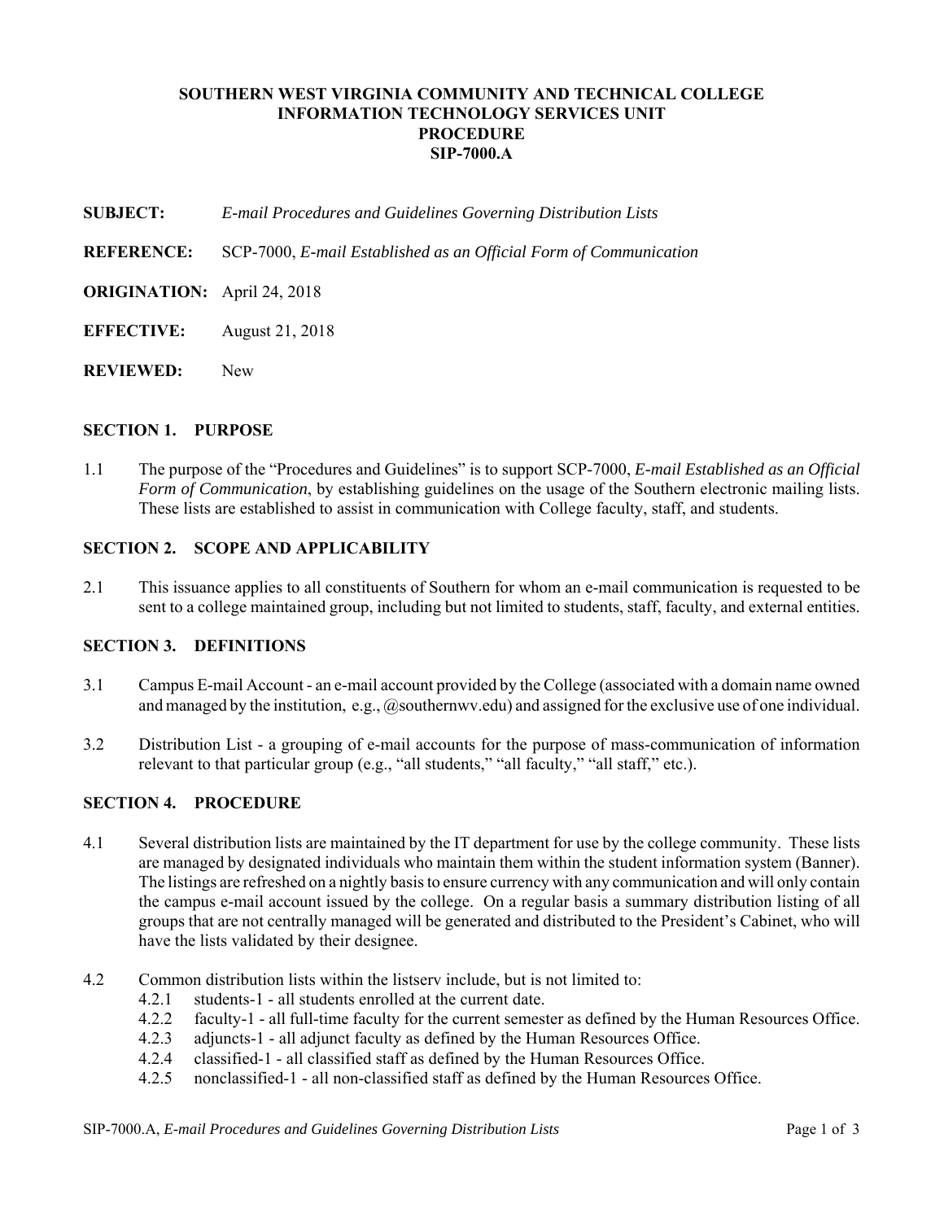**SOUTHERN WEST VIRGINIA COMMUNITY AND TECHNICAL COLLEGE**
**INFORMATION TECHNOLOGY SERVICES UNIT**
**PROCEDURE**
**SIP-7000.A**

**SUBJECT:** *E-mail Procedures and Guidelines Governing Distribution Lists*

**REFERENCE:** SCP-7000, *E-mail Established as an Official Form of Communication*

**ORIGINATION:** April 24, 2018

**EFFECTIVE:** August 21, 2018

**REVIEWED:** New

## SECTION 1. PURPOSE

1.1 The purpose of the "Procedures and Guidelines" is to support SCP-7000, *E-mail Established as an Official Form of Communication*, by establishing guidelines on the usage of the Southern electronic mailing lists. These lists are established to assist in communication with College faculty, staff, and students.

## SECTION 2. SCOPE AND APPLICABILITY

2.1 This issuance applies to all constituents of Southern for whom an e-mail communication is requested to be sent to a college maintained group, including but not limited to students, staff, faculty, and external entities.

## SECTION 3. DEFINITIONS

3.1 Campus E-mail Account - an e-mail account provided by the College (associated with a domain name owned and managed by the institution, e.g., @southernwv.edu) and assigned for the exclusive use of one individual.

3.2 Distribution List - a grouping of e-mail accounts for the purpose of mass-communication of information relevant to that particular group (e.g., "all students," "all faculty," "all staff," etc.).

## SECTION 4. PROCEDURE

4.1 Several distribution lists are maintained by the IT department for use by the college community. These lists are managed by designated individuals who maintain them within the student information system (Banner). The listings are refreshed on a nightly basis to ensure currency with any communication and will only contain the campus e-mail account issued by the college. On a regular basis a summary distribution listing of all groups that are not centrally managed will be generated and distributed to the President's Cabinet, who will have the lists validated by their designee.

4.2 Common distribution lists within the listserv include, but is not limited to:
   - 4.2.1 students-1 - all students enrolled at the current date.
   - 4.2.2 faculty-1 - all full-time faculty for the current semester as defined by the Human Resources Office.
   - 4.2.3 adjuncts-1 - all adjunct faculty as defined by the Human Resources Office.
   - 4.2.4 classified-1 - all classified staff as defined by the Human Resources Office.
   - 4.2.5 nonclassified-1 - all non-classified staff as defined by the Human Resources Office.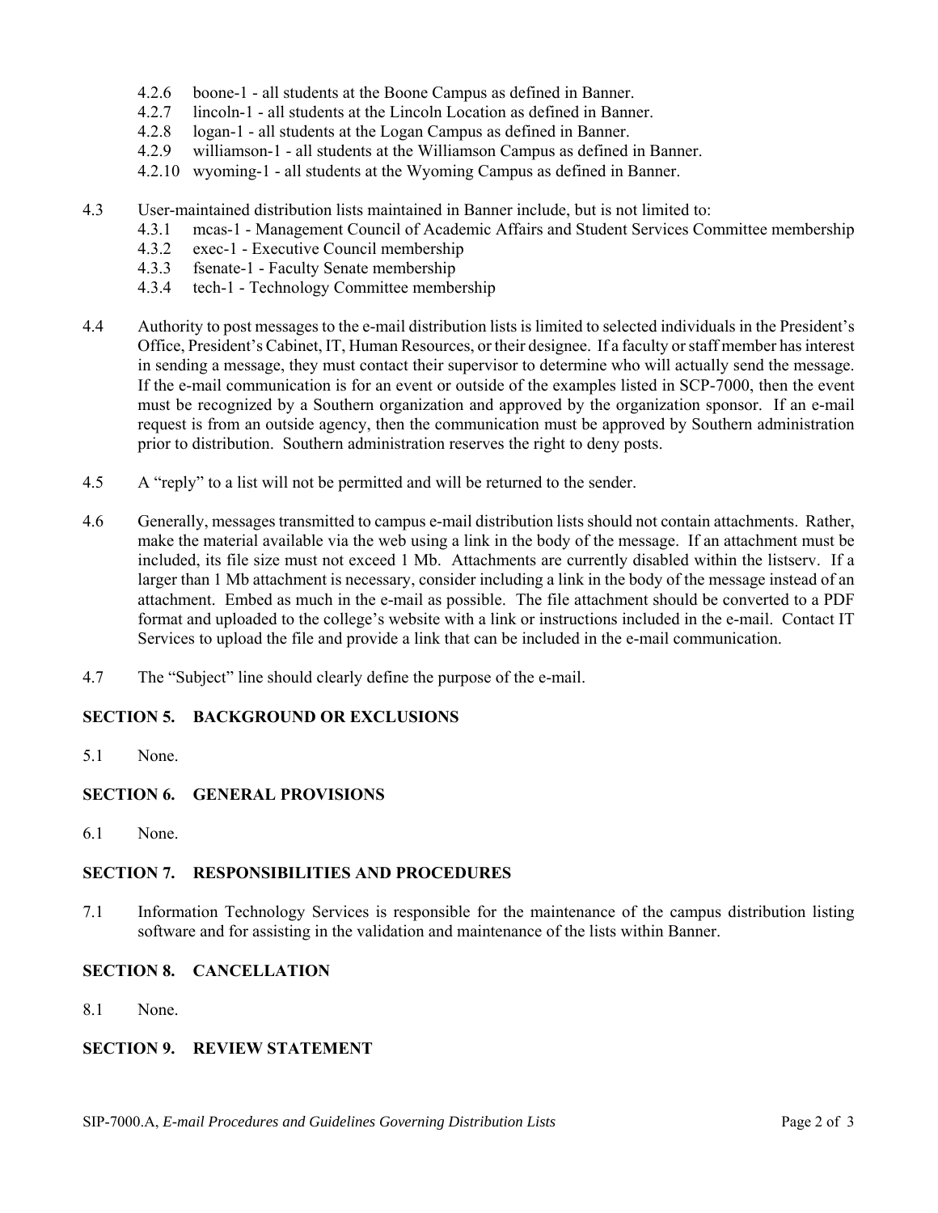4.2.6 boone-1 - all students at the Boone Campus as defined in Banner.
4.2.7 lincoln-1 - all students at the Lincoln Location as defined in Banner.
4.2.8 logan-1 - all students at the Logan Campus as defined in Banner.
4.2.9 williamson-1 - all students at the Williamson Campus as defined in Banner.
4.2.10 wyoming-1 - all students at the Wyoming Campus as defined in Banner.

4.3 User-maintained distribution lists maintained in Banner include, but is not limited to:
4.3.1 mcas-1 - Management Council of Academic Affairs and Student Services Committee membership
4.3.2 exec-1 - Executive Council membership
4.3.3 fsenate-1 - Faculty Senate membership
4.3.4 tech-1 - Technology Committee membership

4.4 Authority to post messages to the e-mail distribution lists is limited to selected individuals in the President's Office, President's Cabinet, IT, Human Resources, or their designee. If a faculty or staff member has interest in sending a message, they must contact their supervisor to determine who will actually send the message. If the e-mail communication is for an event or outside of the examples listed in SCP-7000, then the event must be recognized by a Southern organization and approved by the organization sponsor. If an e-mail request is from an outside agency, then the communication must be approved by Southern administration prior to distribution. Southern administration reserves the right to deny posts.

4.5 A "reply" to a list will not be permitted and will be returned to the sender.

4.6 Generally, messages transmitted to campus e-mail distribution lists should not contain attachments. Rather, make the material available via the web using a link in the body of the message. If an attachment must be included, its file size must not exceed 1 Mb. Attachments are currently disabled within the listserv. If a larger than 1 Mb attachment is necessary, consider including a link in the body of the message instead of an attachment. Embed as much in the e-mail as possible. The file attachment should be converted to a PDF format and uploaded to the college's website with a link or instructions included in the e-mail. Contact IT Services to upload the file and provide a link that can be included in the e-mail communication.

4.7 The "Subject" line should clearly define the purpose of the e-mail.

## SECTION 5. BACKGROUND OR EXCLUSIONS

5.1 None.

## SECTION 6. GENERAL PROVISIONS

6.1 None.

## SECTION 7. RESPONSIBILITIES AND PROCEDURES

7.1 Information Technology Services is responsible for the maintenance of the campus distribution listing software and for assisting in the validation and maintenance of the lists within Banner.

## SECTION 8. CANCELLATION

8.1 None.

## SECTION 9. REVIEW STATEMENT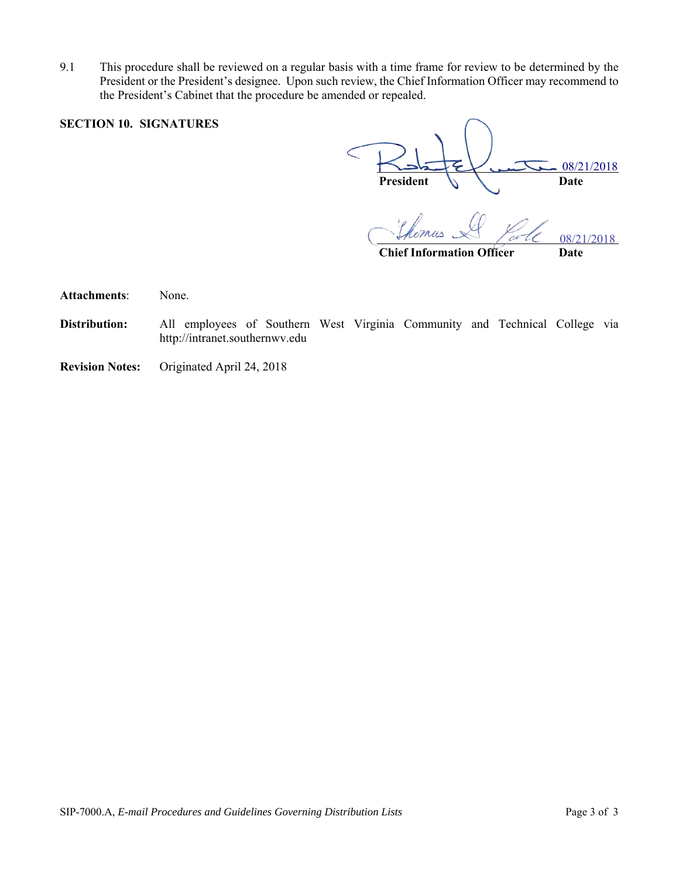9.1 This procedure shall be reviewed on a regular basis with a time frame for review to be determined by the President or the President's designee. Upon such review, the Chief Information Officer may recommend to the President's Cabinet that the procedure be amended or repealed.

## SECTION 10. SIGNATURES

| | |
|---|---|
| **President** | 08/21/2018 **Date** |
| **Chief Information Officer** | 08/21/2018 **Date** |

**Attachments**: None.

**Distribution:** All employees of Southern West Virginia Community and Technical College via http://intranet.southernwv.edu

**Revision Notes:** Originated April 24, 2018